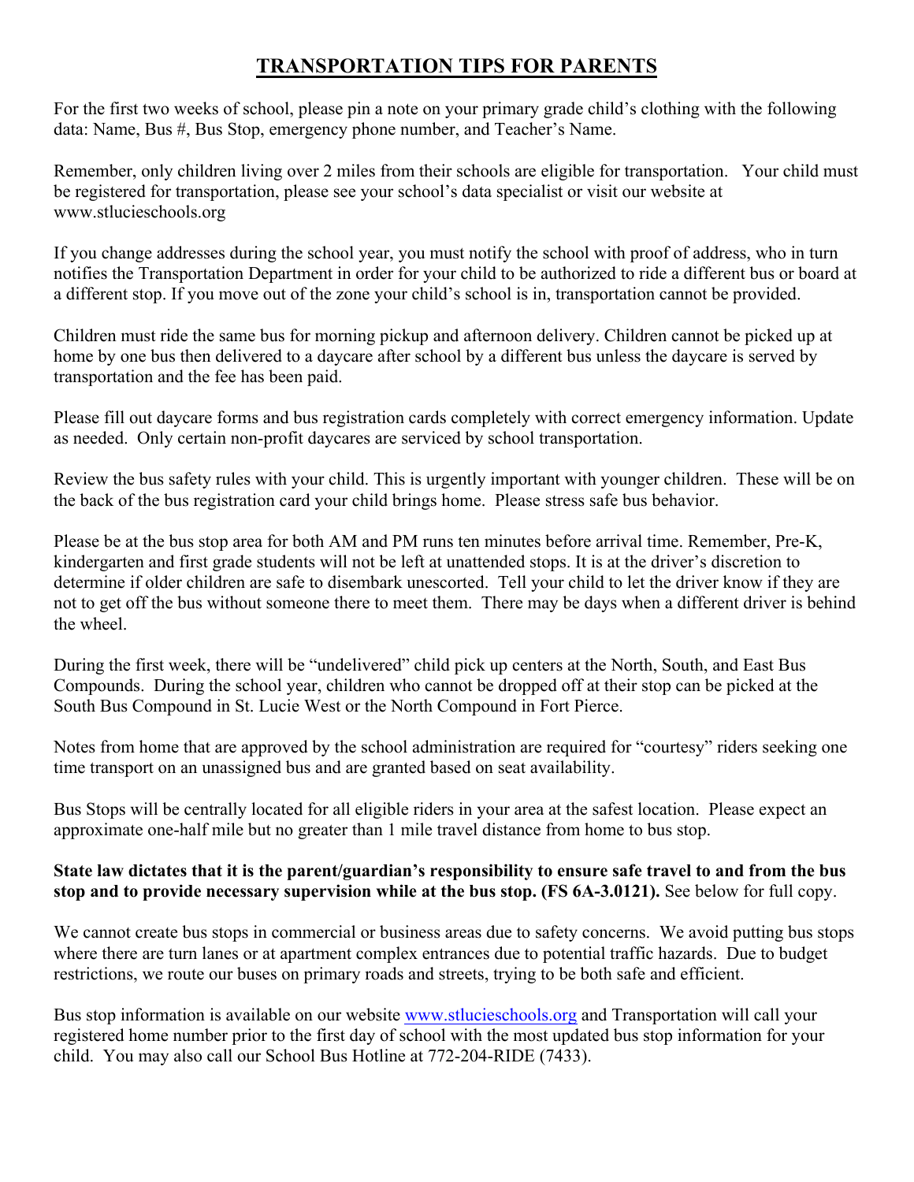# TRANSPORTATION TIPS FOR PARENTS

For the first two weeks of school, please pin a note on your primary grade child's clothing with the following data: Name, Bus #, Bus Stop, emergency phone number, and Teacher's Name.

Remember, only children living over 2 miles from their schools are eligible for transportation. Your child must be registered for transportation, please see your school's data specialist or visit our website at www.stlucieschools.org

If you change addresses during the school year, you must notify the school with proof of address, who in turn notifies the Transportation Department in order for your child to be authorized to ride a different bus or board at a different stop. If you move out of the zone your child's school is in, transportation cannot be provided.

Children must ride the same bus for morning pickup and afternoon delivery. Children cannot be picked up at home by one bus then delivered to a daycare after school by a different bus unless the daycare is served by transportation and the fee has been paid.

Please fill out daycare forms and bus registration cards completely with correct emergency information. Update as needed. Only certain non-profit daycares are serviced by school transportation.

Review the bus safety rules with your child. This is urgently important with younger children. These will be on the back of the bus registration card your child brings home. Please stress safe bus behavior.

Please be at the bus stop area for both AM and PM runs ten minutes before arrival time. Remember, Pre-K, kindergarten and first grade students will not be left at unattended stops. It is at the driver's discretion to determine if older children are safe to disembark unescorted. Tell your child to let the driver know if they are not to get off the bus without someone there to meet them. There may be days when a different driver is behind the wheel.

During the first week, there will be "undelivered" child pick up centers at the North, South, and East Bus Compounds. During the school year, children who cannot be dropped off at their stop can be picked at the South Bus Compound in St. Lucie West or the North Compound in Fort Pierce.

Notes from home that are approved by the school administration are required for "courtesy" riders seeking one time transport on an unassigned bus and are granted based on seat availability.

Bus Stops will be centrally located for all eligible riders in your area at the safest location. Please expect an approximate one-half mile but no greater than 1 mile travel distance from home to bus stop.

**State law dictates that it is the parent/guardian's responsibility to ensure safe travel to and from the bus stop and to provide necessary supervision while at the bus stop. (FS 6A-3.0121).** See below for full copy.

We cannot create bus stops in commercial or business areas due to safety concerns. We avoid putting bus stops where there are turn lanes or at apartment complex entrances due to potential traffic hazards. Due to budget restrictions, we route our buses on primary roads and streets, trying to be both safe and efficient.

Bus stop information is available on our website www.stlucieschools.org and Transportation will call your registered home number prior to the first day of school with the most updated bus stop information for your child. You may also call our School Bus Hotline at 772-204-RIDE (7433).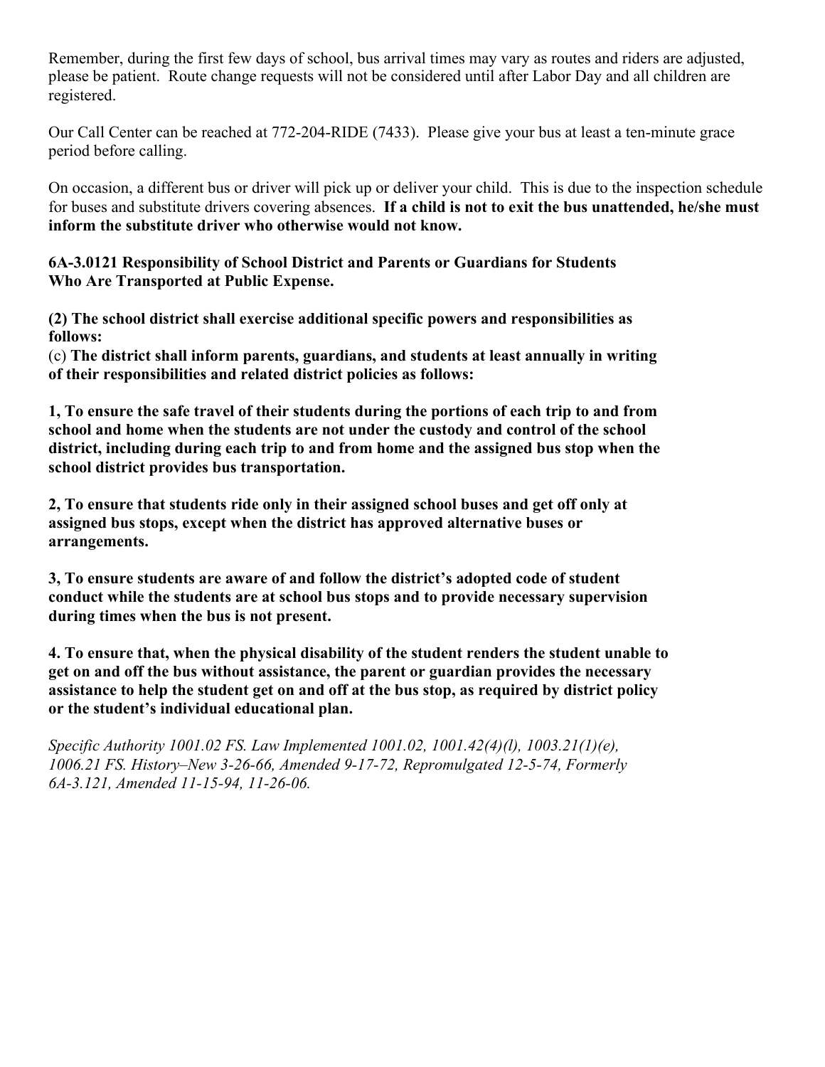Remember, during the first few days of school, bus arrival times may vary as routes and riders are adjusted, please be patient. Route change requests will not be considered until after Labor Day and all children are registered.

Our Call Center can be reached at 772-204-RIDE (7433). Please give your bus at least a ten-minute grace period before calling.

On occasion, a different bus or driver will pick up or deliver your child. This is due to the inspection schedule for buses and substitute drivers covering absences. **If a child is not to exit the bus unattended, he/she must inform the substitute driver who otherwise would not know.**

**6A-3.0121 Responsibility of School District and Parents or Guardians for Students Who Are Transported at Public Expense.**

**(2) The school district shall exercise additional specific powers and responsibilities as follows:**
(c) **The district shall inform parents, guardians, and students at least annually in writing of their responsibilities and related district policies as follows:**

**1, To ensure the safe travel of their students during the portions of each trip to and from school and home when the students are not under the custody and control of the school district, including during each trip to and from home and the assigned bus stop when the school district provides bus transportation.**

**2, To ensure that students ride only in their assigned school buses and get off only at assigned bus stops, except when the district has approved alternative buses or arrangements.**

**3, To ensure students are aware of and follow the district's adopted code of student conduct while the students are at school bus stops and to provide necessary supervision during times when the bus is not present.**

**4. To ensure that, when the physical disability of the student renders the student unable to get on and off the bus without assistance, the parent or guardian provides the necessary assistance to help the student get on and off at the bus stop, as required by district policy or the student's individual educational plan.**

*Specific Authority 1001.02 FS. Law Implemented 1001.02, 1001.42(4)(l), 1003.21(1)(e), 1006.21 FS. History–New 3-26-66, Amended 9-17-72, Repromulgated 12-5-74, Formerly 6A-3.121, Amended 11-15-94, 11-26-06.*